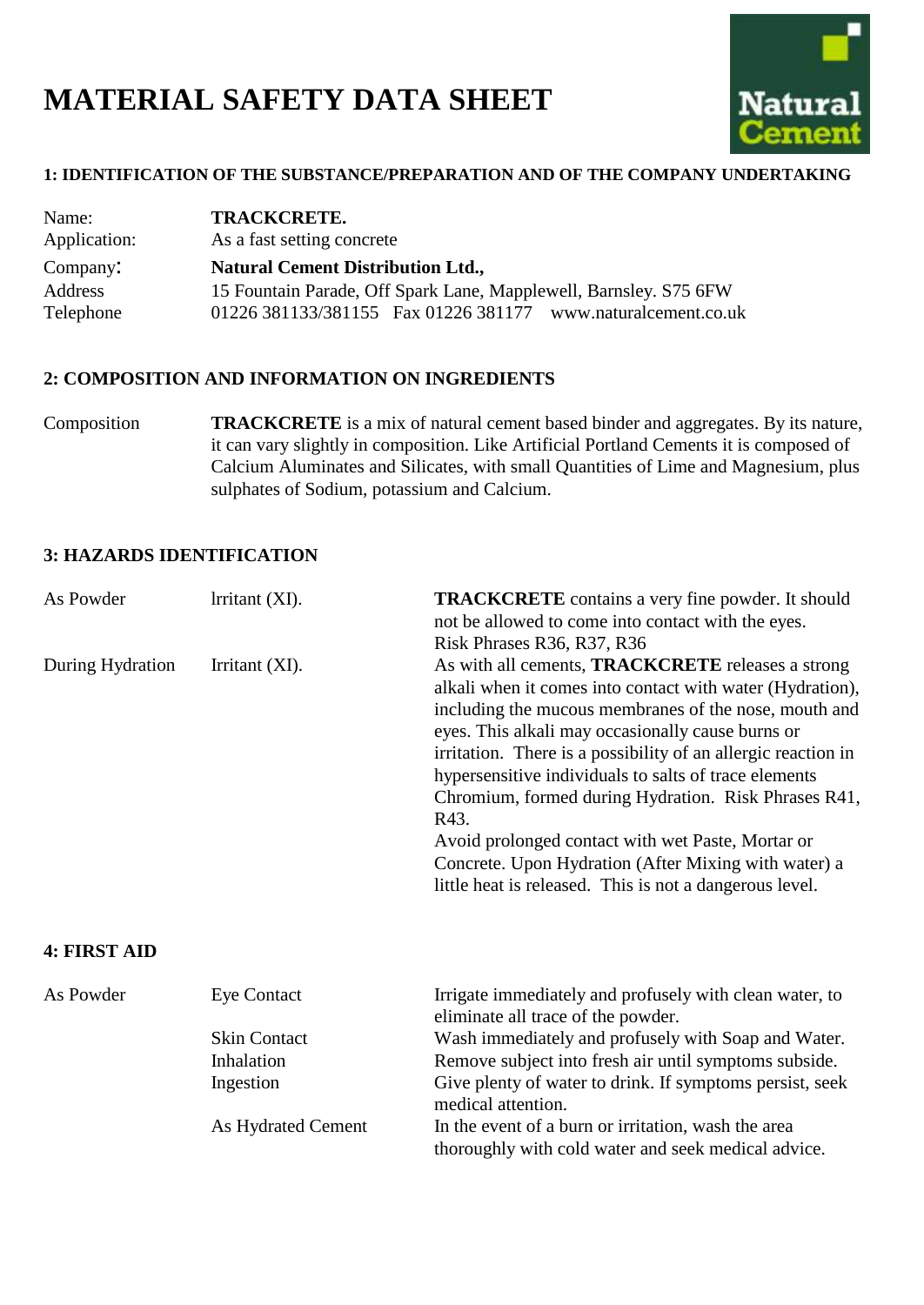# MATERIAL SAFETY DATA SHEET

## 1: IDENTIFICATION OF THE SUBSTANCE/PREPARATION AND OF THE COMPANY UNDERTAKING

| | |
|---|---|
| Name: | **TRACKCRETE.** |
| Application: | As a fast setting concrete |
| Company: | **Natural Cement Distribution Ltd.,** |
| Address | 15 Fountain Parade, Off Spark Lane, Mapplewell, Barnsley. S75 6FW |
| Telephone | 01226 381133/381155 Fax 01226 381177 www.naturalcement.co.uk |

## 2: COMPOSITION AND INFORMATION ON INGREDIENTS

| | |
|---|---|
| Composition | **TRACKCRETE** is a mix of natural cement based binder and aggregates. By its nature, it can vary slightly in composition. Like Artificial Portland Cements it is composed of Calcium Aluminates and Silicates, with small Quantities of Lime and Magnesium, plus sulphates of Sodium, potassium and Calcium. |

## 3: HAZARDS IDENTIFICATION

| | | |
|---|---|---|
| As Powder | lrritant (XI). | **TRACKCRETE** contains a very fine powder. It should not be allowed to come into contact with the eyes. Risk Phrases R36, R37, R36 |
| During Hydration | Irritant (XI). | As with all cements, **TRACKCRETE** releases a strong alkali when it comes into contact with water (Hydration), including the mucous membranes of the nose, mouth and eyes. This alkali may occasionally cause burns or irritation. There is a possibility of an allergic reaction in hypersensitive individuals to salts of trace elements Chromium, formed during Hydration. Risk Phrases R41, R43. Avoid prolonged contact with wet Paste, Mortar or Concrete. Upon Hydration (After Mixing with water) a little heat is released. This is not a dangerous level. |

## 4: FIRST AID

| | | |
|---|---|---|
| As Powder | Eye Contact | Irrigate immediately and profusely with clean water, to eliminate all trace of the powder. |
| | Skin Contact | Wash immediately and profusely with Soap and Water. |
| | Inhalation | Remove subject into fresh air until symptoms subside. |
| | Ingestion | Give plenty of water to drink. If symptoms persist, seek medical attention. |
| | As Hydrated Cement | In the event of a burn or irritation, wash the area thoroughly with cold water and seek medical advice. |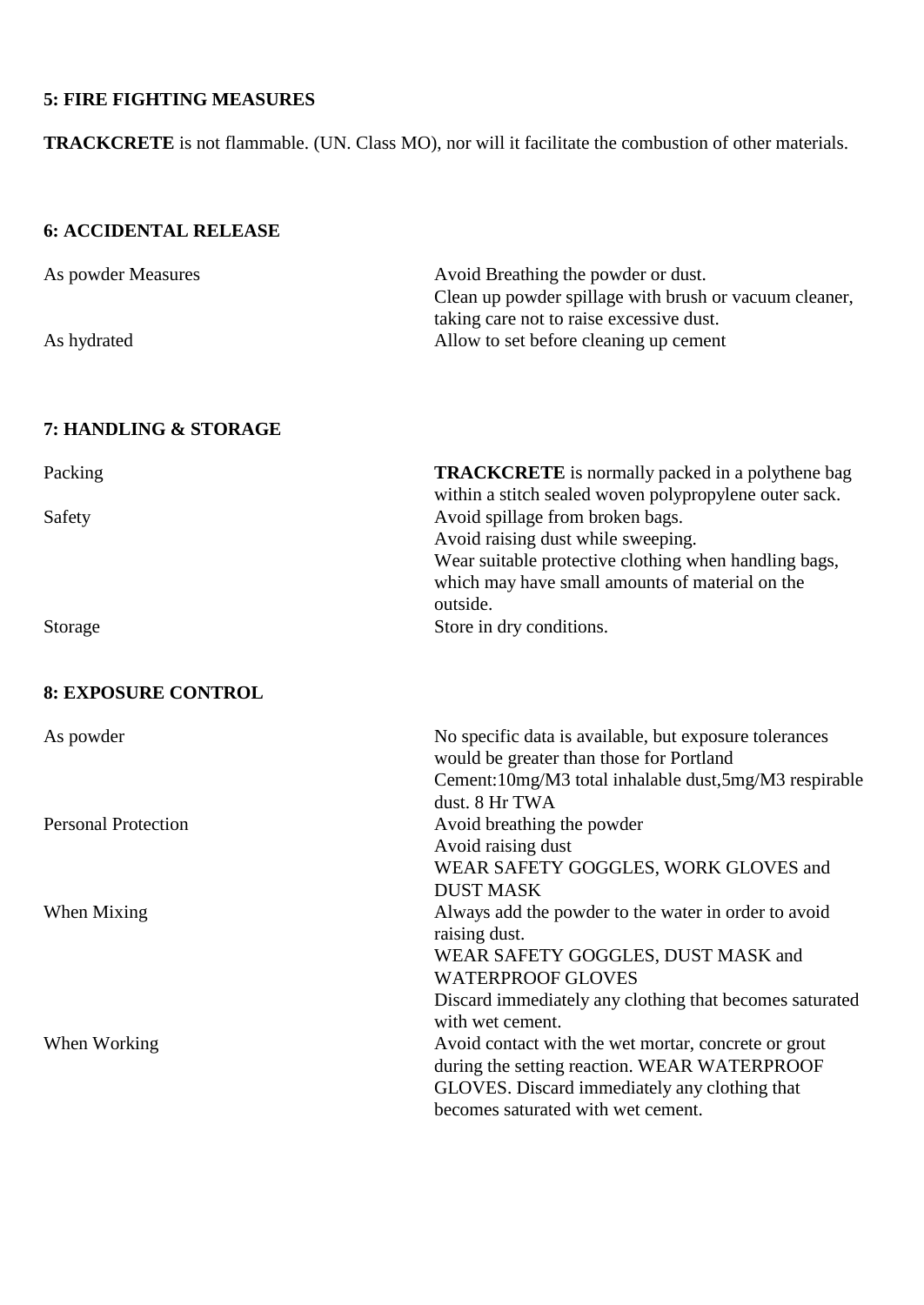**5: FIRE FIGHTING MEASURES**

**TRACKCRETE** is not flammable. (UN. Class MO), nor will it facilitate the combustion of other materials.

**6: ACCIDENTAL RELEASE**

| | |
|---|---|
| As powder Measures | Avoid Breathing the powder or dust. Clean up powder spillage with brush or vacuum cleaner, taking care not to raise excessive dust. |
| As hydrated | Allow to set before cleaning up cement |

**7: HANDLING & STORAGE**

| | |
|---|---|
| Packing | **TRACKCRETE** is normally packed in a polythene bag within a stitch sealed woven polypropylene outer sack. |
| Safety | Avoid spillage from broken bags. Avoid raising dust while sweeping. Wear suitable protective clothing when handling bags, which may have small amounts of material on the outside. |
| Storage | Store in dry conditions. |

**8: EXPOSURE CONTROL**

| | |
|---|---|
| As powder | No specific data is available, but exposure tolerances would be greater than those for Portland Cement:10mg/M3 total inhalable dust,5mg/M3 respirable dust. 8 Hr TWA |
| Personal Protection | Avoid breathing the powder<br>Avoid raising dust<br>WEAR SAFETY GOGGLES, WORK GLOVES and DUST MASK |
| When Mixing | Always add the powder to the water in order to avoid raising dust.<br>WEAR SAFETY GOGGLES, DUST MASK and WATERPROOF GLOVES<br>Discard immediately any clothing that becomes saturated with wet cement. |
| When Working | Avoid contact with the wet mortar, concrete or grout during the setting reaction. WEAR WATERPROOF GLOVES. Discard immediately any clothing that becomes saturated with wet cement. |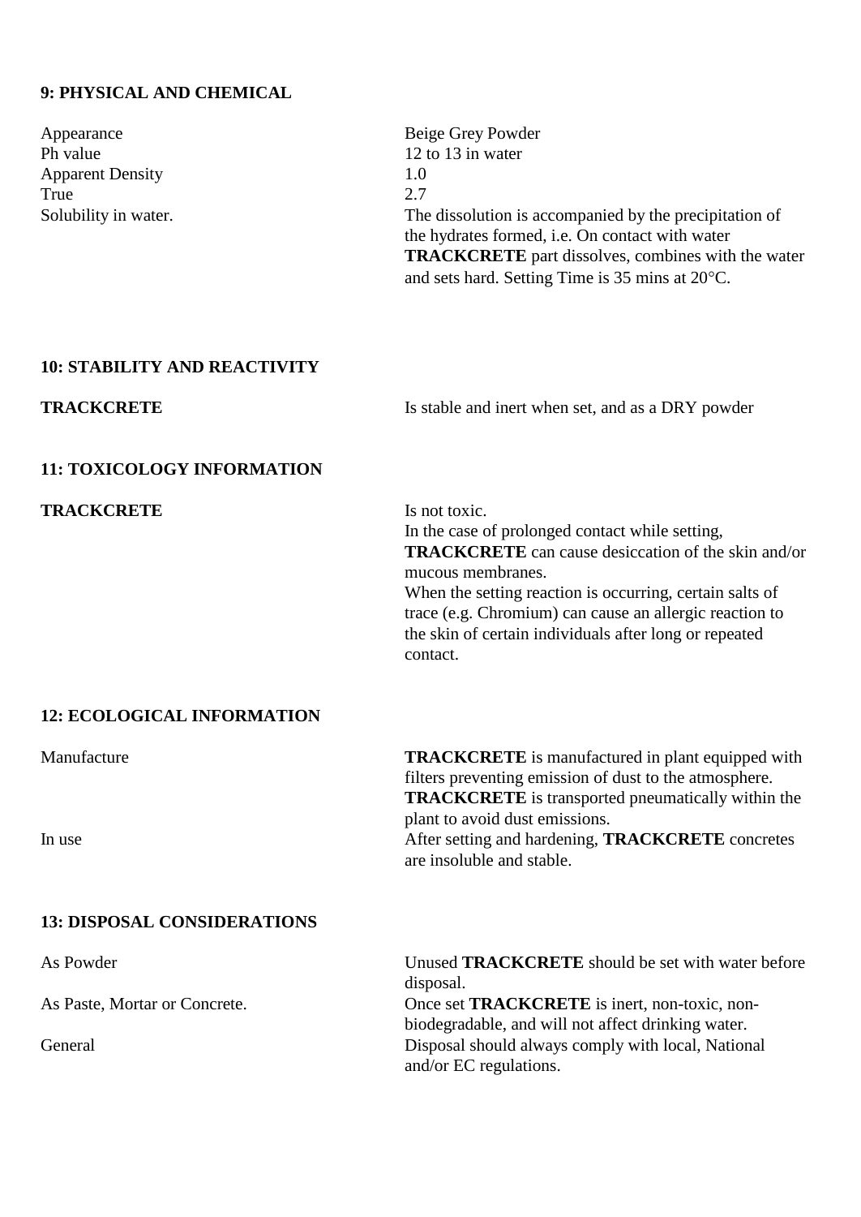## 9: PHYSICAL AND CHEMICAL

| | |
|---|---|
| Appearance | Beige Grey Powder |
| Ph value | 12 to 13 in water |
| Apparent Density | 1.0 |
| True | 2.7 |
| Solubility in water. | The dissolution is accompanied by the precipitation of the hydrates formed, i.e. On contact with water **TRACKCRETE** part dissolves, combines with the water and sets hard. Setting Time is 35 mins at 20°C. |

## 10: STABILITY AND REACTIVITY

| | |
|---|---|
| **TRACKCRETE** | Is stable and inert when set, and as a DRY powder |

## 11: TOXICOLOGY INFORMATION

| | |
|---|---|
| **TRACKCRETE** | Is not toxic.<br>In the case of prolonged contact while setting, **TRACKCRETE** can cause desiccation of the skin and/or mucous membranes.<br>When the setting reaction is occurring, certain salts of trace (e.g. Chromium) can cause an allergic reaction to the skin of certain individuals after long or repeated contact. |

## 12: ECOLOGICAL INFORMATION

| | |
|---|---|
| Manufacture | **TRACKCRETE** is manufactured in plant equipped with filters preventing emission of dust to the atmosphere. **TRACKCRETE** is transported pneumatically within the plant to avoid dust emissions. |
| In use | After setting and hardening, **TRACKCRETE** concretes are insoluble and stable. |

## 13: DISPOSAL CONSIDERATIONS

| | |
|---|---|
| As Powder | Unused **TRACKCRETE** should be set with water before disposal. |
| As Paste, Mortar or Concrete. | Once set **TRACKCRETE** is inert, non-toxic, non-biodegradable, and will not affect drinking water. |
| General | Disposal should always comply with local, National and/or EC regulations. |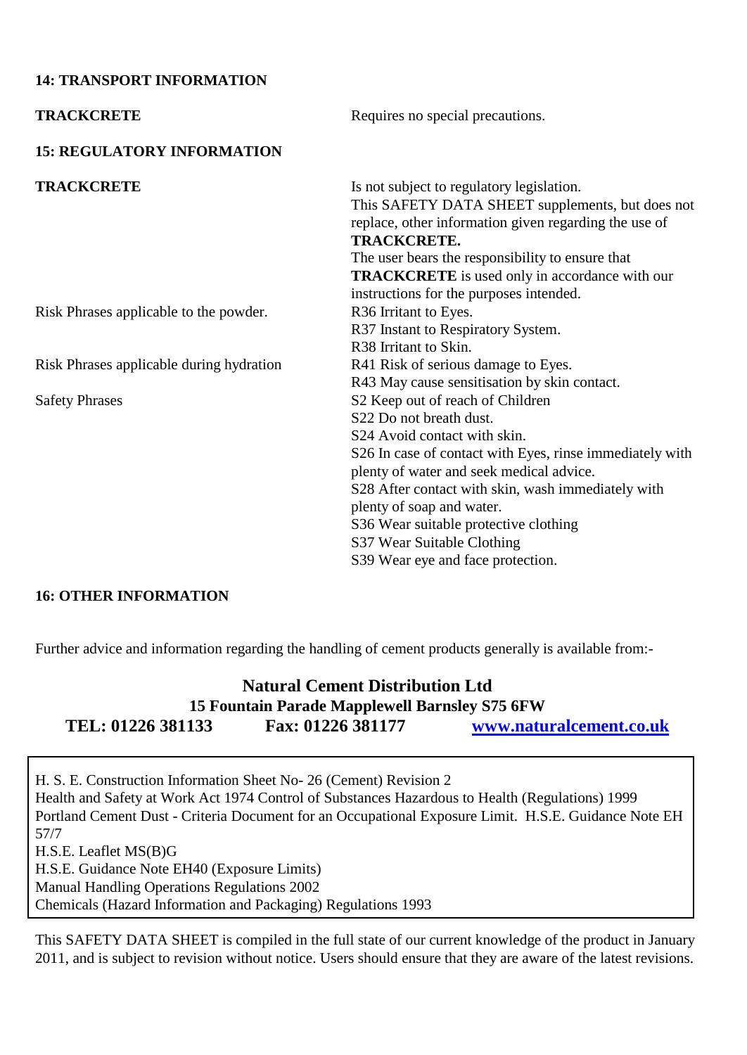**14: TRANSPORT INFORMATION**

| | |
|---|---|
| **TRACKCRETE** | Requires no special precautions. |

**15: REGULATORY INFORMATION**

| | |
|---|---|
| **TRACKCRETE** | Is not subject to regulatory legislation.<br>This SAFETY DATA SHEET supplements, but does not replace, other information given regarding the use of **TRACKCRETE.**<br>The user bears the responsibility to ensure that **TRACKCRETE** is used only in accordance with our instructions for the purposes intended. |
| Risk Phrases applicable to the powder. | R36 Irritant to Eyes.<br>R37 Instant to Respiratory System.<br>R38 Irritant to Skin. |
| Risk Phrases applicable during hydration | R41 Risk of serious damage to Eyes.<br>R43 May cause sensitisation by skin contact. |
| Safety Phrases | S2 Keep out of reach of Children<br>S22 Do not breath dust.<br>S24 Avoid contact with skin.<br>S26 In case of contact with Eyes, rinse immediately with plenty of water and seek medical advice.<br>S28 After contact with skin, wash immediately with plenty of soap and water.<br>S36 Wear suitable protective clothing<br>S37 Wear Suitable Clothing<br>S39 Wear eye and face protection. |

**16: OTHER INFORMATION**

Further advice and information regarding the handling of cement products generally is available from:-

**Natural Cement Distribution Ltd**
**15 Fountain Parade Mapplewell Barnsley S75 6FW**
**TEL: 01226 381133 Fax: 01226 381177 www.naturalcement.co.uk**

H. S. E. Construction Information Sheet No- 26 (Cement) Revision 2
Health and Safety at Work Act 1974 Control of Substances Hazardous to Health (Regulations) 1999
Portland Cement Dust - Criteria Document for an Occupational Exposure Limit. H.S.E. Guidance Note EH 57/7
H.S.E. Leaflet MS(B)G
H.S.E. Guidance Note EH40 (Exposure Limits)
Manual Handling Operations Regulations 2002
Chemicals (Hazard Information and Packaging) Regulations 1993

This SAFETY DATA SHEET is compiled in the full state of our current knowledge of the product in January 2011, and is subject to revision without notice. Users should ensure that they are aware of the latest revisions.